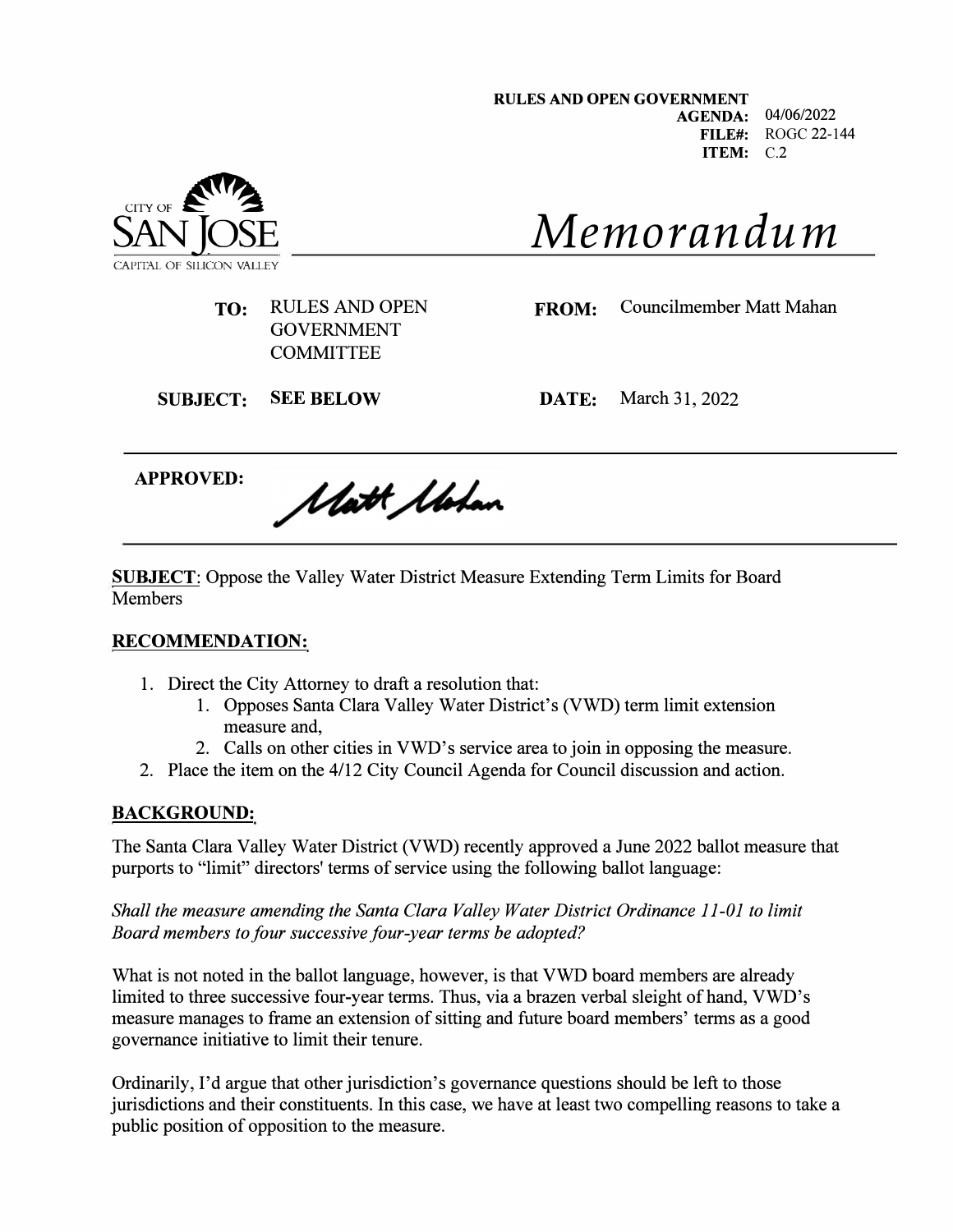**RULES AND OPEN GOVERNMENT**
**AGENDA:** 04/06/2022
**FILE#:** ROGC 22-144
**ITEM:** C.2

CITY OF SAN JOSE
CAPITAL OF SILICON VALLEY

# *Memorandum*

**TO:** RULES AND OPEN GOVERNMENT COMMITTEE

**FROM:** Councilmember Matt Mahan

**SUBJECT:** **SEE BELOW**

**DATE:** March 31, 2022

**APPROVED:** Matt Mahan

---

**SUBJECT**: Oppose the Valley Water District Measure Extending Term Limits for Board Members

## RECOMMENDATION:

1. Direct the City Attorney to draft a resolution that:
   1. Opposes Santa Clara Valley Water District's (VWD) term limit extension measure and,
   2. Calls on other cities in VWD's service area to join in opposing the measure.
2. Place the item on the 4/12 City Council Agenda for Council discussion and action.

## BACKGROUND:

The Santa Clara Valley Water District (VWD) recently approved a June 2022 ballot measure that purports to "limit" directors' terms of service using the following ballot language:

*Shall the measure amending the Santa Clara Valley Water District Ordinance 11-01 to limit Board members to four successive four-year terms be adopted?*

What is not noted in the ballot language, however, is that VWD board members are already limited to three successive four-year terms. Thus, via a brazen verbal sleight of hand, VWD's measure manages to frame an extension of sitting and future board members' terms as a good governance initiative to limit their tenure.

Ordinarily, I'd argue that other jurisdiction's governance questions should be left to those jurisdictions and their constituents. In this case, we have at least two compelling reasons to take a public position of opposition to the measure.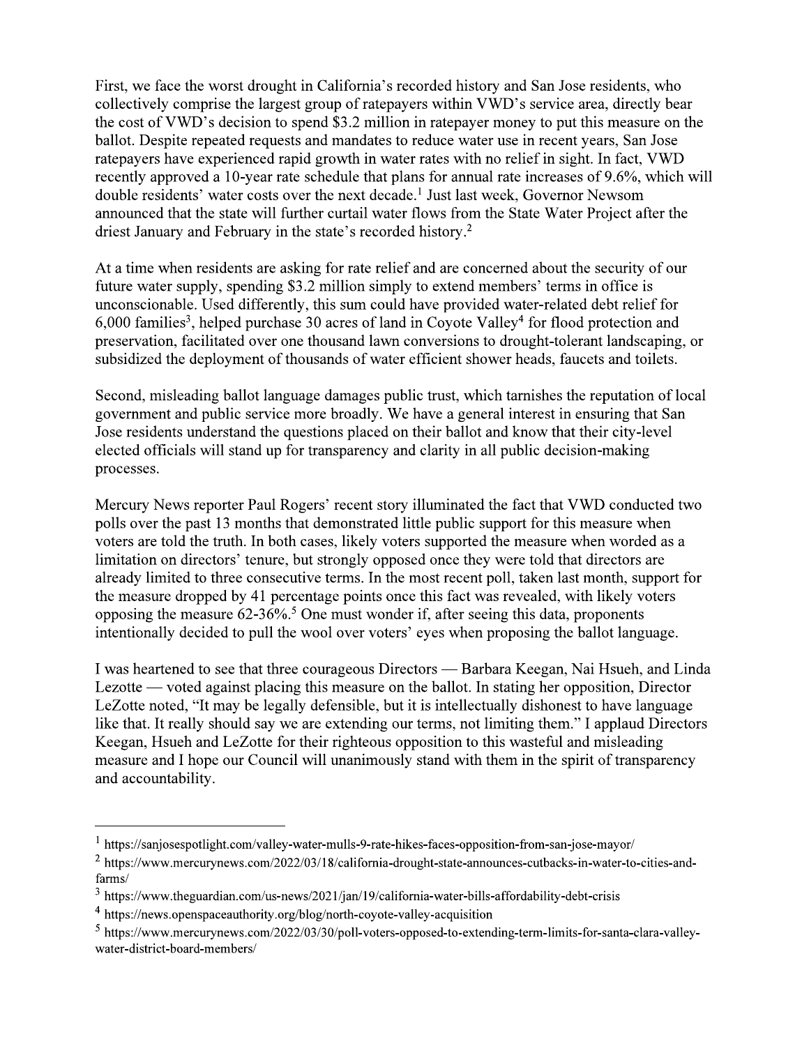First, we face the worst drought in California's recorded history and San Jose residents, who collectively comprise the largest group of ratepayers within VWD's service area, directly bear the cost of VWD's decision to spend $3.2 million in ratepayer money to put this measure on the ballot. Despite repeated requests and mandates to reduce water use in recent years, San Jose ratepayers have experienced rapid growth in water rates with no relief in sight. In fact, VWD recently approved a 10-year rate schedule that plans for annual rate increases of 9.6%, which will double residents' water costs over the next decade.[1] Just last week, Governor Newsom announced that the state will further curtail water flows from the State Water Project after the driest January and February in the state's recorded history.[2]

At a time when residents are asking for rate relief and are concerned about the security of our future water supply, spending $3.2 million simply to extend members' terms in office is unconscionable. Used differently, this sum could have provided water-related debt relief for 6,000 families[3], helped purchase 30 acres of land in Coyote Valley[4] for flood protection and preservation, facilitated over one thousand lawn conversions to drought-tolerant landscaping, or subsidized the deployment of thousands of water efficient shower heads, faucets and toilets.

Second, misleading ballot language damages public trust, which tarnishes the reputation of local government and public service more broadly. We have a general interest in ensuring that San Jose residents understand the questions placed on their ballot and know that their city-level elected officials will stand up for transparency and clarity in all public decision-making processes.

Mercury News reporter Paul Rogers' recent story illuminated the fact that VWD conducted two polls over the past 13 months that demonstrated little public support for this measure when voters are told the truth. In both cases, likely voters supported the measure when worded as a limitation on directors' tenure, but strongly opposed once they were told that directors are already limited to three consecutive terms. In the most recent poll, taken last month, support for the measure dropped by 41 percentage points once this fact was revealed, with likely voters opposing the measure 62-36%.[5] One must wonder if, after seeing this data, proponents intentionally decided to pull the wool over voters' eyes when proposing the ballot language.

I was heartened to see that three courageous Directors — Barbara Keegan, Nai Hsueh, and Linda Lezotte — voted against placing this measure on the ballot. In stating her opposition, Director LeZotte noted, "It may be legally defensible, but it is intellectually dishonest to have language like that. It really should say we are extending our terms, not limiting them." I applaud Directors Keegan, Hsueh and LeZotte for their righteous opposition to this wasteful and misleading measure and I hope our Council will unanimously stand with them in the spirit of transparency and accountability.

---

[1] https://sanjosespotlight.com/valley-water-mulls-9-rate-hikes-faces-opposition-from-san-jose-mayor/

[2] https://www.mercurynews.com/2022/03/18/california-drought-state-announces-cutbacks-in-water-to-cities-and-farms/

[3] https://www.theguardian.com/us-news/2021/jan/19/california-water-bills-affordability-debt-crisis

[4] https://news.openspaceauthority.org/blog/north-coyote-valley-acquisition

[5] https://www.mercurynews.com/2022/03/30/poll-voters-opposed-to-extending-term-limits-for-santa-clara-valley-water-district-board-members/